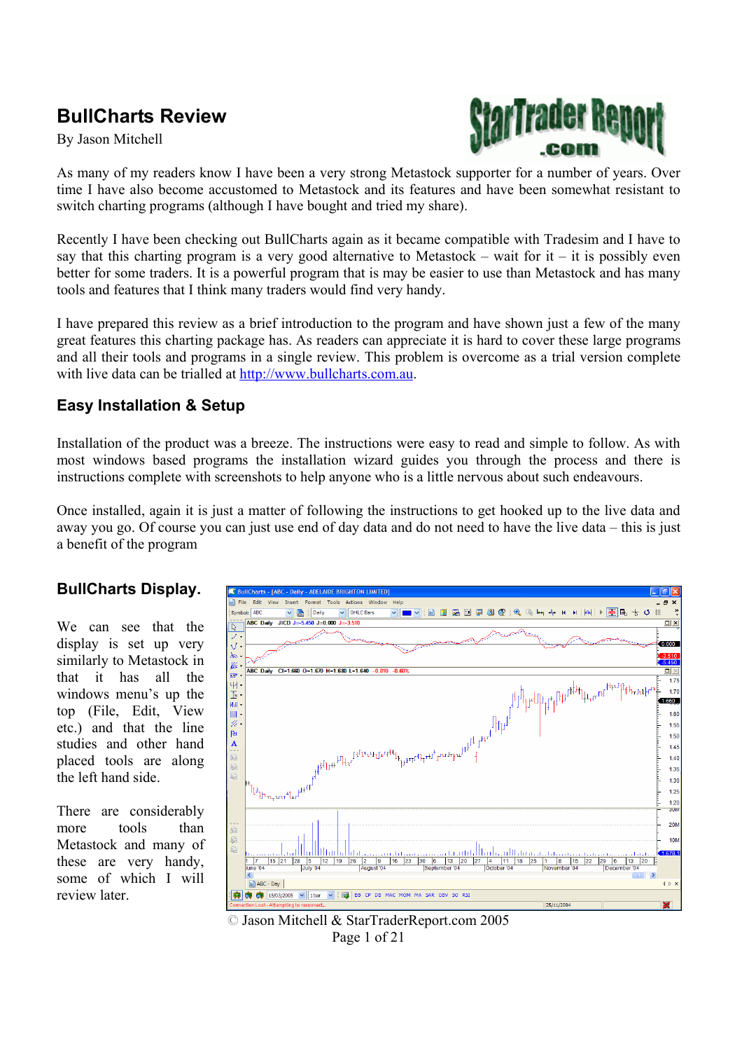# BullCharts Review

By Jason Mitchell

As many of my readers know I have been a very strong Metastock supporter for a number of years. Over time I have also become accustomed to Metastock and its features and have been somewhat resistant to switch charting programs (although I have bought and tried my share).

Recently I have been checking out BullCharts again as it became compatible with Tradesim and I have to say that this charting program is a very good alternative to Metastock – wait for it – it is possibly even better for some traders. It is a powerful program that is may be easier to use than Metastock and has many tools and features that I think many traders would find very handy.

I have prepared this review as a brief introduction to the program and have shown just a few of the many great features this charting package has. As readers can appreciate it is hard to cover these large programs and all their tools and programs in a single review. This problem is overcome as a trial version complete with live data can be trialled at http://www.bullcharts.com.au.

## Easy Installation & Setup

Installation of the product was a breeze. The instructions were easy to read and simple to follow. As with most windows based programs the installation wizard guides you through the process and there is instructions complete with screenshots to help anyone who is a little nervous about such endeavours.

Once installed, again it is just a matter of following the instructions to get hooked up to the live data and away you go. Of course you can just use end of day data and do not need to have the live data – this is just a benefit of the program

## BullCharts Display.

We can see that the display is set up very similarly to Metastock in that it has all the windows menu's up the top (File, Edit, View etc.) and that the line studies and other hand placed tools are along the left hand side.

There are considerably more tools than Metastock and many of these are very handy, some of which I will review later.

© Jason Mitchell & StarTraderReport.com 2005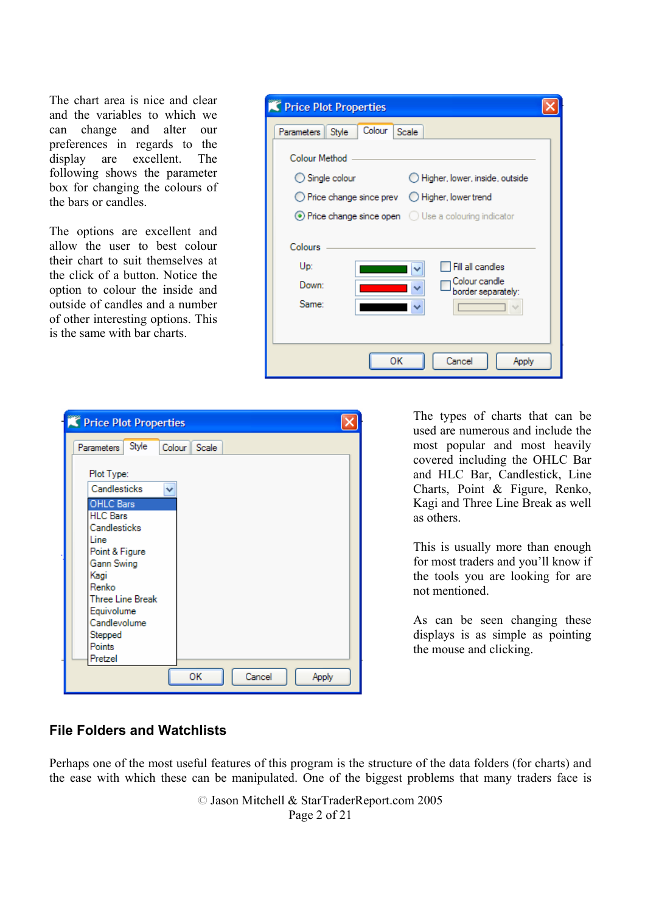The chart area is nice and clear and the variables to which we can change and alter our preferences in regards to the display are excellent. The following shows the parameter box for changing the colours of the bars or candles.

The options are excellent and allow the user to best colour their chart to suit themselves at the click of a button. Notice the option to colour the inside and outside of candles and a number of other interesting options. This is the same with bar charts.

The types of charts that can be used are numerous and include the most popular and most heavily covered including the OHLC Bar and HLC Bar, Candlestick, Line Charts, Point & Figure, Renko, Kagi and Three Line Break as well as others.

This is usually more than enough for most traders and you'll know if the tools you are looking for are not mentioned.

As can be seen changing these displays is as simple as pointing the mouse and clicking.

## File Folders and Watchlists

Perhaps one of the most useful features of this program is the structure of the data folders (for charts) and the ease with which these can be manipulated. One of the biggest problems that many traders face is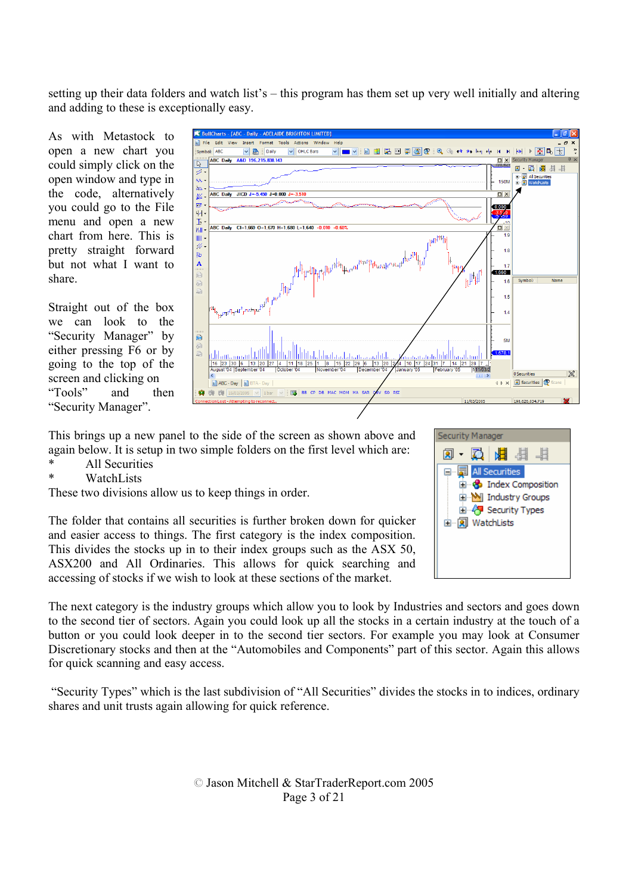setting up their data folders and watch list's – this program has them set up very well initially and altering and adding to these is exceptionally easy.

As with Metastock to open a new chart you could simply click on the open window and type in the code, alternatively you could go to the File menu and open a new chart from here. This is pretty straight forward but not what I want to share.

Straight out of the box we can look to the "Security Manager" by either pressing F6 or by going to the top of the screen and clicking on "Tools" and then "Security Manager".

This brings up a new panel to the side of the screen as shown above and again below. It is setup in two simple folders on the first level which are:

*	All Securities
*	WatchLists

These two divisions allow us to keep things in order.

The folder that contains all securities is further broken down for quicker and easier access to things. The first category is the index composition. This divides the stocks up in to their index groups such as the ASX 50, ASX200 and All Ordinaries. This allows for quick searching and accessing of stocks if we wish to look at these sections of the market.

The next category is the industry groups which allow you to look by Industries and sectors and goes down to the second tier of sectors. Again you could look up all the stocks in a certain industry at the touch of a button or you could look deeper in to the second tier sectors. For example you may look at Consumer Discretionary stocks and then at the "Automobiles and Components" part of this sector. Again this allows for quick scanning and easy access.

"Security Types" which is the last subdivision of "All Securities" divides the stocks in to indices, ordinary shares and unit trusts again allowing for quick reference.

© Jason Mitchell & StarTraderReport.com 2005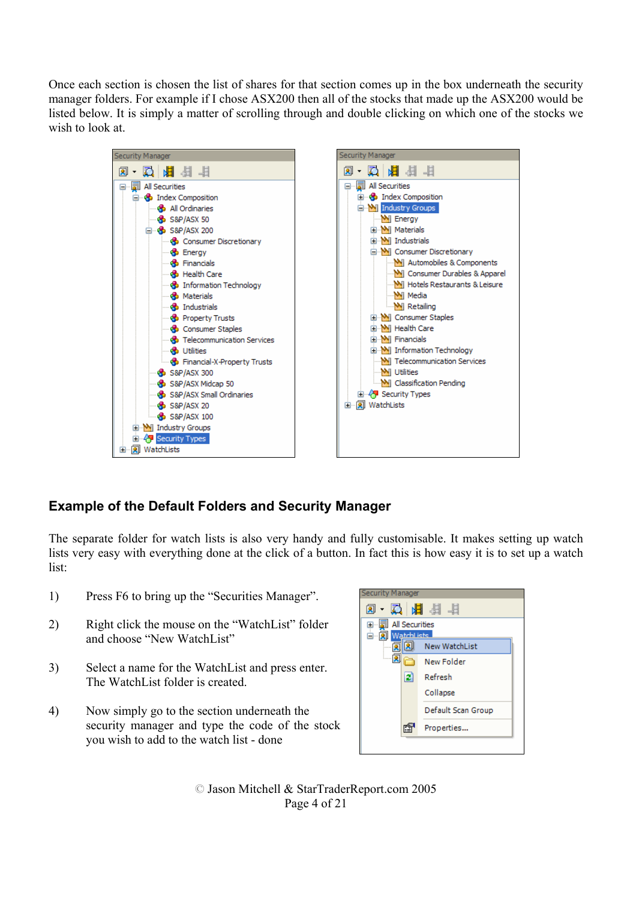Once each section is chosen the list of shares for that section comes up in the box underneath the security manager folders. For example if I chose ASX200 then all of the stocks that made up the ASX200 would be listed below. It is simply a matter of scrolling through and double clicking on which one of the stocks we wish to look at.

## Example of the Default Folders and Security Manager

The separate folder for watch lists is also very handy and fully customisable. It makes setting up watch lists very easy with everything done at the click of a button. In fact this is how easy it is to set up a watch list:

1) Press F6 to bring up the "Securities Manager".

2) Right click the mouse on the "WatchList" folder and choose "New WatchList"

3) Select a name for the WatchList and press enter. The WatchList folder is created.

4) Now simply go to the section underneath the security manager and type the code of the stock you wish to add to the watch list - done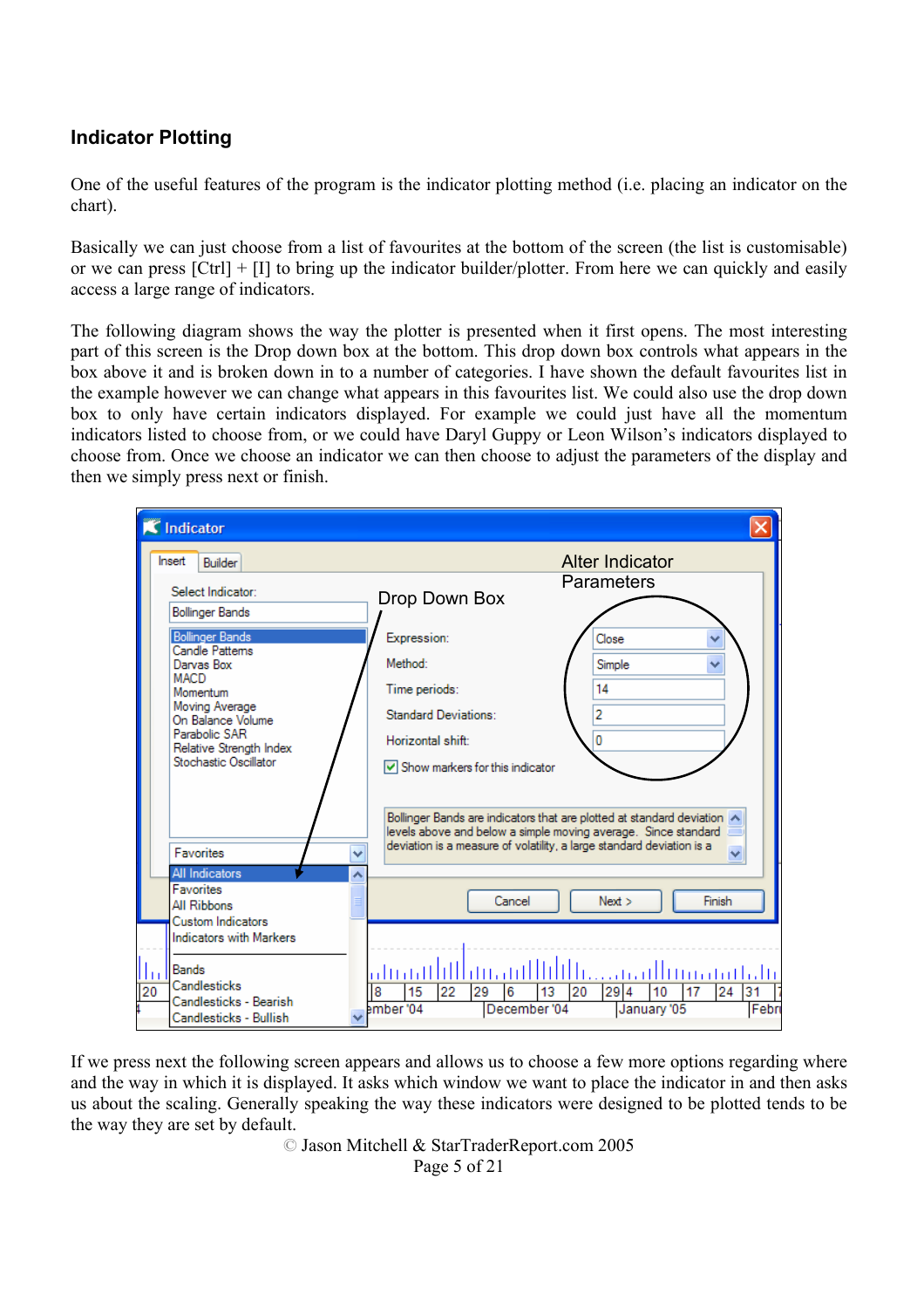## Indicator Plotting

One of the useful features of the program is the indicator plotting method (i.e. placing an indicator on the chart).

Basically we can just choose from a list of favourites at the bottom of the screen (the list is customisable) or we can press [Ctrl] + [I] to bring up the indicator builder/plotter. From here we can quickly and easily access a large range of indicators.

The following diagram shows the way the plotter is presented when it first opens. The most interesting part of this screen is the Drop down box at the bottom. This drop down box controls what appears in the box above it and is broken down in to a number of categories. I have shown the default favourites list in the example however we can change what appears in this favourites list. We could also use the drop down box to only have certain indicators displayed. For example we could just have all the momentum indicators listed to choose from, or we could have Daryl Guppy or Leon Wilson's indicators displayed to choose from. Once we choose an indicator we can then choose to adjust the parameters of the display and then we simply press next or finish.

If we press next the following screen appears and allows us to choose a few more options regarding where and the way in which it is displayed. It asks which window we want to place the indicator in and then asks us about the scaling. Generally speaking the way these indicators were designed to be plotted tends to be the way they are set by default.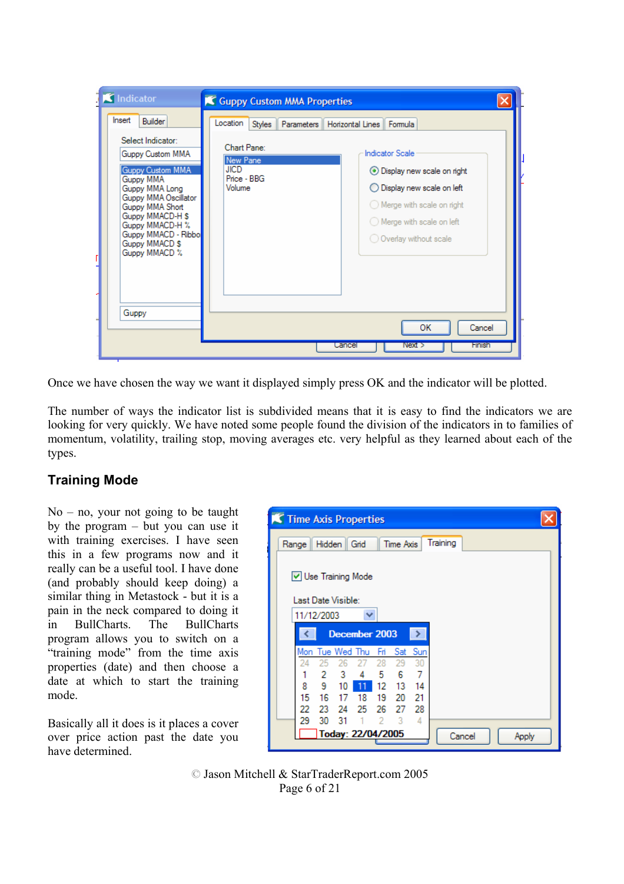Once we have chosen the way we want it displayed simply press OK and the indicator will be plotted.

The number of ways the indicator list is subdivided means that it is easy to find the indicators we are looking for very quickly. We have noted some people found the division of the indicators in to families of momentum, volatility, trailing stop, moving averages etc. very helpful as they learned about each of the types.

## Training Mode

No – no, your not going to be taught by the program – but you can use it with training exercises. I have seen this in a few programs now and it really can be a useful tool. I have done (and probably should keep doing) a similar thing in Metastock - but it is a pain in the neck compared to doing it in BullCharts. The BullCharts program allows you to switch on a "training mode" from the time axis properties (date) and then choose a date at which to start the training mode.

Basically all it does is it places a cover over price action past the date you have determined.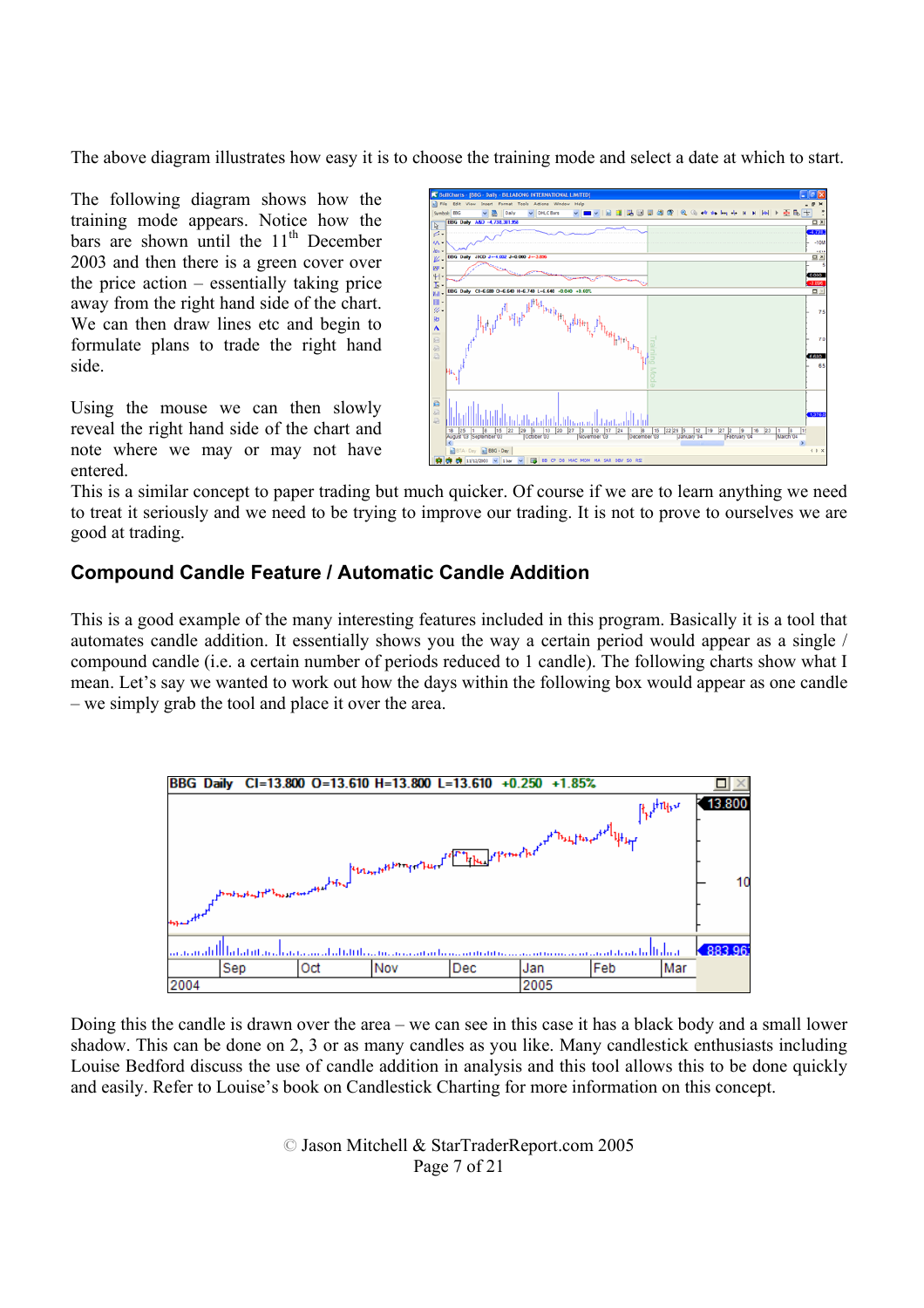The above diagram illustrates how easy it is to choose the training mode and select a date at which to start.

The following diagram shows how the training mode appears. Notice how the bars are shown until the 11th December 2003 and then there is a green cover over the price action – essentially taking price away from the right hand side of the chart. We can then draw lines etc and begin to formulate plans to trade the right hand side.

Using the mouse we can then slowly reveal the right hand side of the chart and note where we may or may not have entered.

This is a similar concept to paper trading but much quicker. Of course if we are to learn anything we need to treat it seriously and we need to be trying to improve our trading. It is not to prove to ourselves we are good at trading.

## Compound Candle Feature / Automatic Candle Addition

This is a good example of the many interesting features included in this program. Basically it is a tool that automates candle addition. It essentially shows you the way a certain period would appear as a single / compound candle (i.e. a certain number of periods reduced to 1 candle). The following charts show what I mean. Let's say we wanted to work out how the days within the following box would appear as one candle – we simply grab the tool and place it over the area.

Doing this the candle is drawn over the area – we can see in this case it has a black body and a small lower shadow. This can be done on 2, 3 or as many candles as you like. Many candlestick enthusiasts including Louise Bedford discuss the use of candle addition in analysis and this tool allows this to be done quickly and easily. Refer to Louise's book on Candlestick Charting for more information on this concept.

© Jason Mitchell & StarTraderReport.com 2005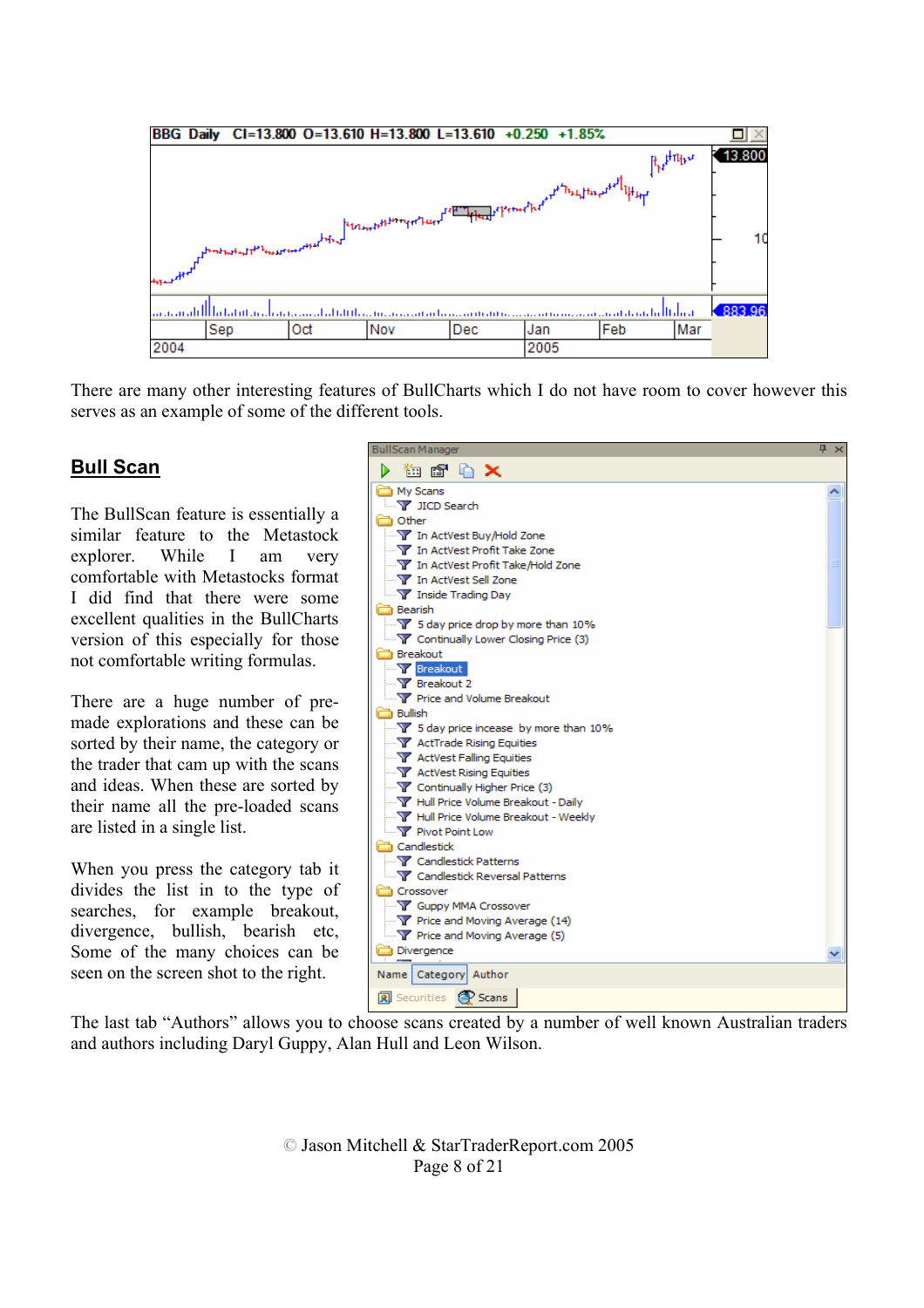There are many other interesting features of BullCharts which I do not have room to cover however this serves as an example of some of the different tools.

## Bull Scan

The BullScan feature is essentially a similar feature to the Metastock explorer. While I am very comfortable with Metastocks format I did find that there were some excellent qualities in the BullCharts version of this especially for those not comfortable writing formulas.

There are a huge number of pre-made explorations and these can be sorted by their name, the category or the trader that cam up with the scans and ideas. When these are sorted by their name all the pre-loaded scans are listed in a single list.

When you press the category tab it divides the list in to the type of searches, for example breakout, divergence, bullish, bearish etc, Some of the many choices can be seen on the screen shot to the right.

The last tab "Authors" allows you to choose scans created by a number of well known Australian traders and authors including Daryl Guppy, Alan Hull and Leon Wilson.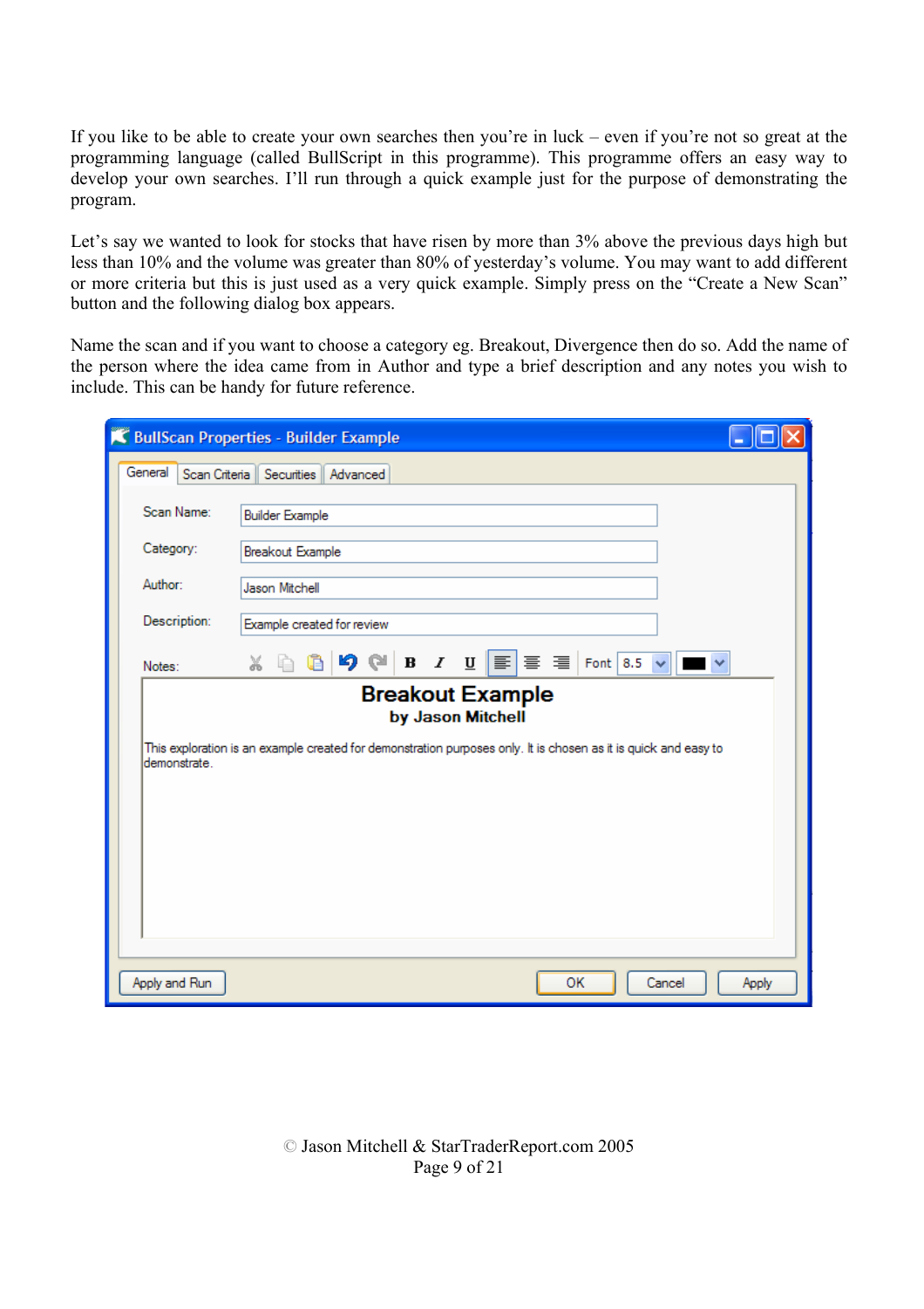If you like to be able to create your own searches then you're in luck – even if you're not so great at the programming language (called BullScript in this programme). This programme offers an easy way to develop your own searches. I'll run through a quick example just for the purpose of demonstrating the program.

Let's say we wanted to look for stocks that have risen by more than 3% above the previous days high but less than 10% and the volume was greater than 80% of yesterday's volume. You may want to add different or more criteria but this is just used as a very quick example. Simply press on the "Create a New Scan" button and the following dialog box appears.

Name the scan and if you want to choose a category eg. Breakout, Divergence then do so. Add the name of the person where the idea came from in Author and type a brief description and any notes you wish to include. This can be handy for future reference.

BullScan Properties - Builder Example

General | Scan Criteria | Securities | Advanced

Scan Name: Builder Example

Category: Breakout Example

Author: Jason Mitchell

Description: Example created for review

Notes:

**Breakout Example**
**by Jason Mitchell**

This exploration is an example created for demonstration purposes only. It is chosen as it is quick and easy to demonstrate.

Apply and Run | OK | Cancel | Apply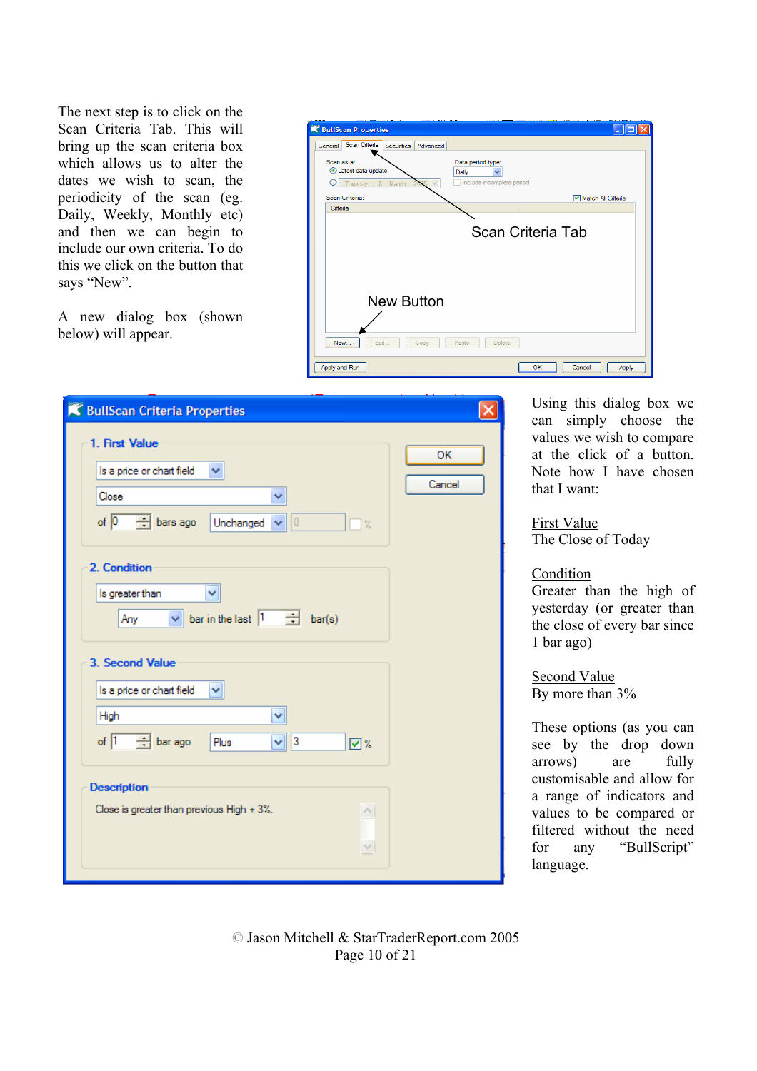The next step is to click on the Scan Criteria Tab. This will bring up the scan criteria box which allows us to alter the dates we wish to scan, the periodicity of the scan (eg. Daily, Weekly, Monthly etc) and then we can begin to include our own criteria. To do this we click on the button that says "New".

A new dialog box (shown below) will appear.

Using this dialog box we can simply choose the values we wish to compare at the click of a button. Note how I have chosen that I want:

First Value
The Close of Today

Condition
Greater than the high of yesterday (or greater than the close of every bar since 1 bar ago)

Second Value
By more than 3%

These options (as you can see by the drop down arrows) are fully customisable and allow for a range of indicators and values to be compared or filtered without the need for any "BullScript" language.

© Jason Mitchell & StarTraderReport.com 2005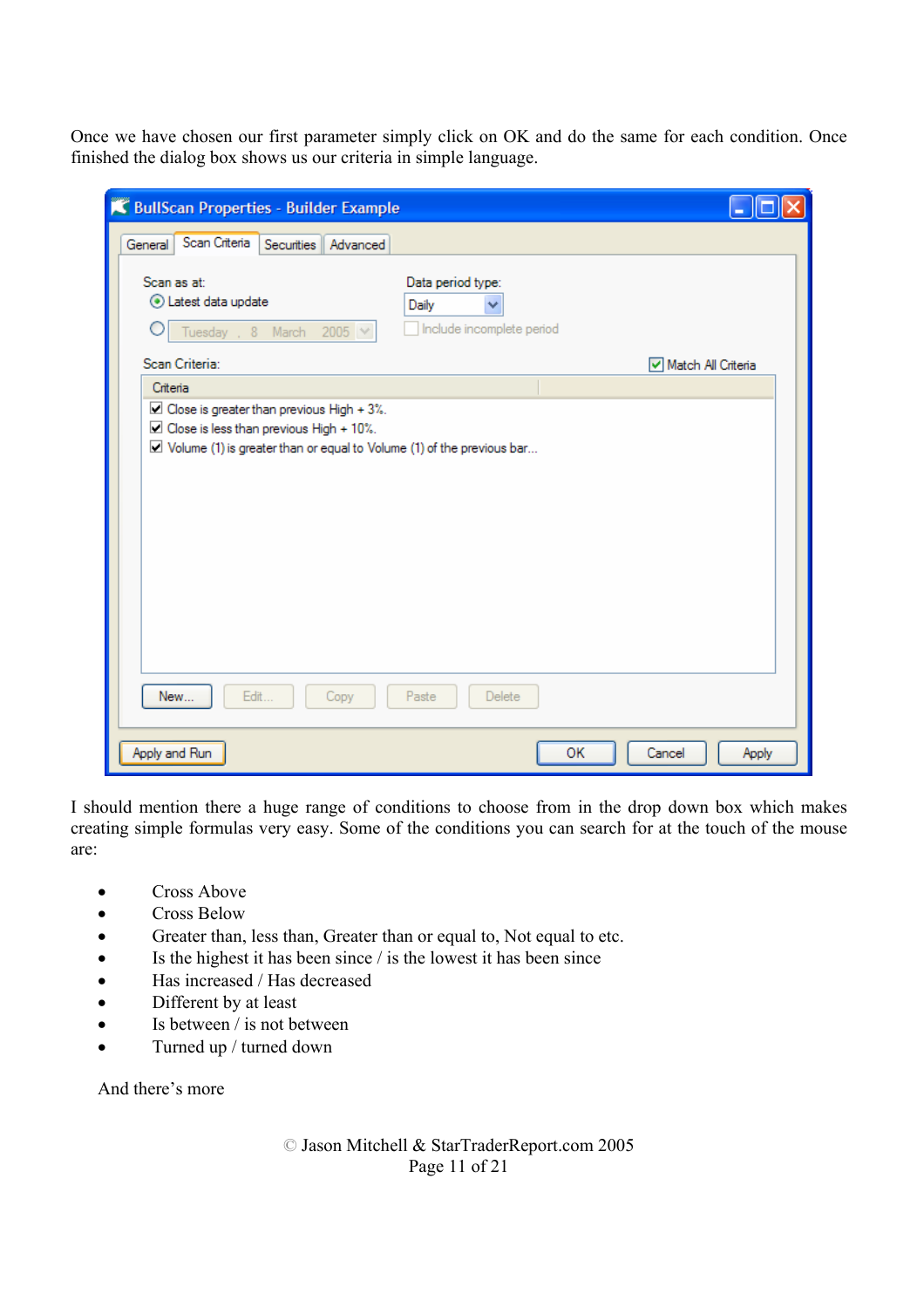Once we have chosen our first parameter simply click on OK and do the same for each condition. Once finished the dialog box shows us our criteria in simple language.

I should mention there a huge range of conditions to choose from in the drop down box which makes creating simple formulas very easy. Some of the conditions you can search for at the touch of the mouse are:

- Cross Above
- Cross Below
- Greater than, less than, Greater than or equal to, Not equal to etc.
- Is the highest it has been since / is the lowest it has been since
- Has increased / Has decreased
- Different by at least
- Is between / is not between
- Turned up / turned down

And there's more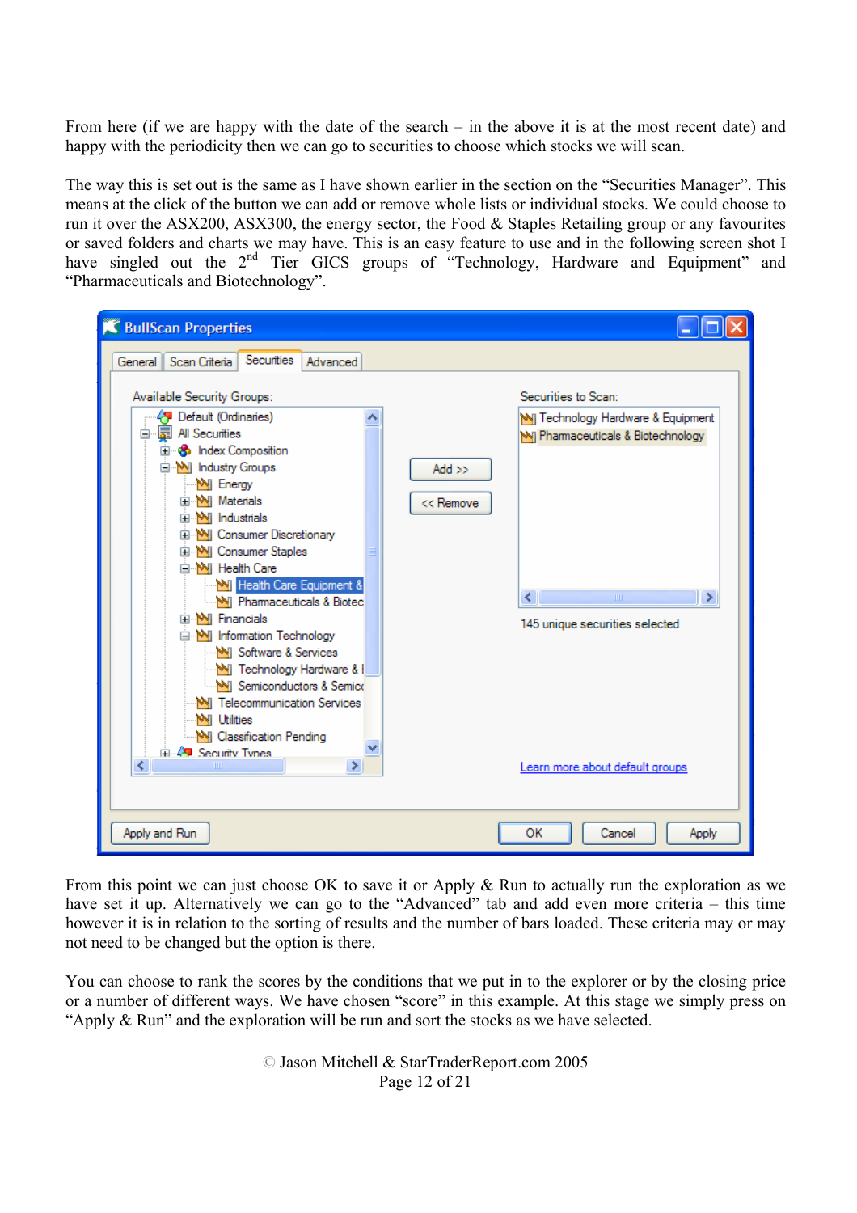From here (if we are happy with the date of the search – in the above it is at the most recent date) and happy with the periodicity then we can go to securities to choose which stocks we will scan.

The way this is set out is the same as I have shown earlier in the section on the "Securities Manager". This means at the click of the button we can add or remove whole lists or individual stocks. We could choose to run it over the ASX200, ASX300, the energy sector, the Food & Staples Retailing group or any favourites or saved folders and charts we may have. This is an easy feature to use and in the following screen shot I have singled out the 2nd Tier GICS groups of "Technology, Hardware and Equipment" and "Pharmaceuticals and Biotechnology".

From this point we can just choose OK to save it or Apply & Run to actually run the exploration as we have set it up. Alternatively we can go to the "Advanced" tab and add even more criteria – this time however it is in relation to the sorting of results and the number of bars loaded. These criteria may or may not need to be changed but the option is there.

You can choose to rank the scores by the conditions that we put in to the explorer or by the closing price or a number of different ways. We have chosen "score" in this example. At this stage we simply press on "Apply & Run" and the exploration will be run and sort the stocks as we have selected.

© Jason Mitchell & StarTraderReport.com 2005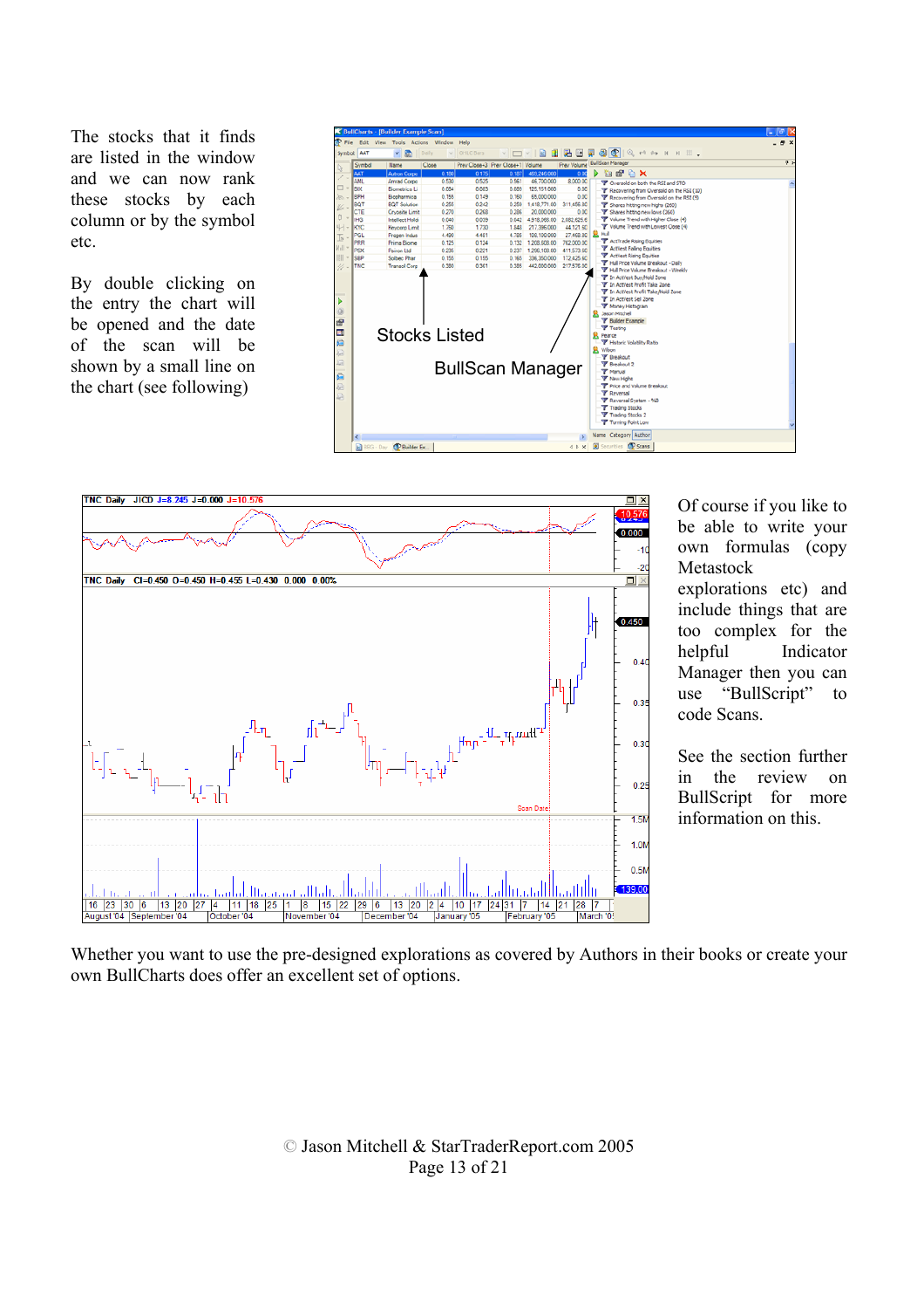The stocks that it finds are listed in the window and we can now rank these stocks by each column or by the symbol etc.

By double clicking on the entry the chart will be opened and the date of the scan will be shown by a small line on the chart (see following)

Of course if you like to be able to write your own formulas (copy Metastock explorations etc) and include things that are too complex for the helpful Indicator Manager then you can use "BullScript" to code Scans.

See the section further in the review on BullScript for more information on this.

Whether you want to use the pre-designed explorations as covered by Authors in their books or create your own BullCharts does offer an excellent set of options.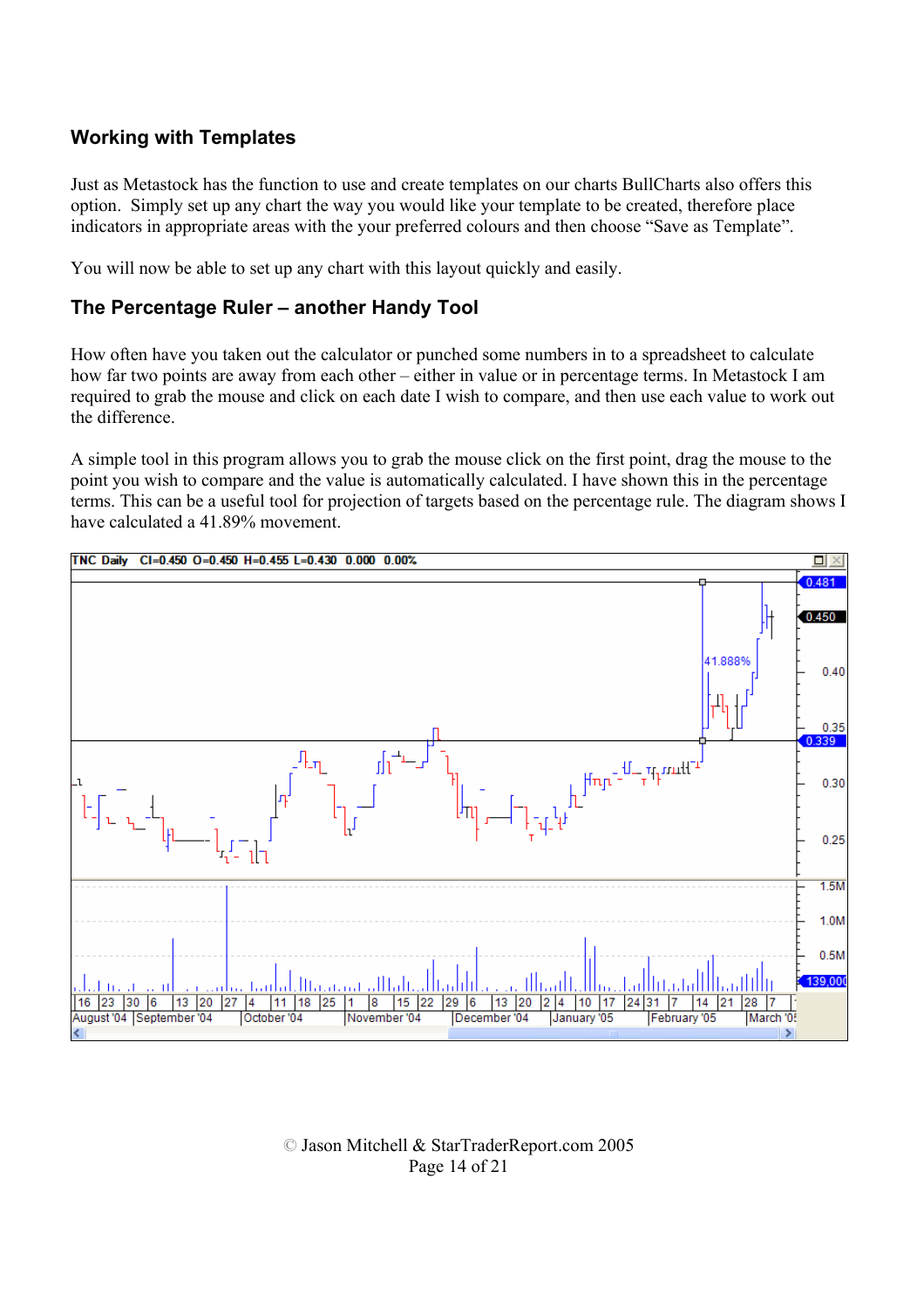## Working with Templates

Just as Metastock has the function to use and create templates on our charts BullCharts also offers this option. Simply set up any chart the way you would like your template to be created, therefore place indicators in appropriate areas with the your preferred colours and then choose “Save as Template”.

You will now be able to set up any chart with this layout quickly and easily.

## The Percentage Ruler – another Handy Tool

How often have you taken out the calculator or punched some numbers in to a spreadsheet to calculate how far two points are away from each other – either in value or in percentage terms. In Metastock I am required to grab the mouse and click on each date I wish to compare, and then use each value to work out the difference.

A simple tool in this program allows you to grab the mouse click on the first point, drag the mouse to the point you wish to compare and the value is automatically calculated. I have shown this in the percentage terms. This can be a useful tool for projection of targets based on the percentage rule. The diagram shows I have calculated a 41.89% movement.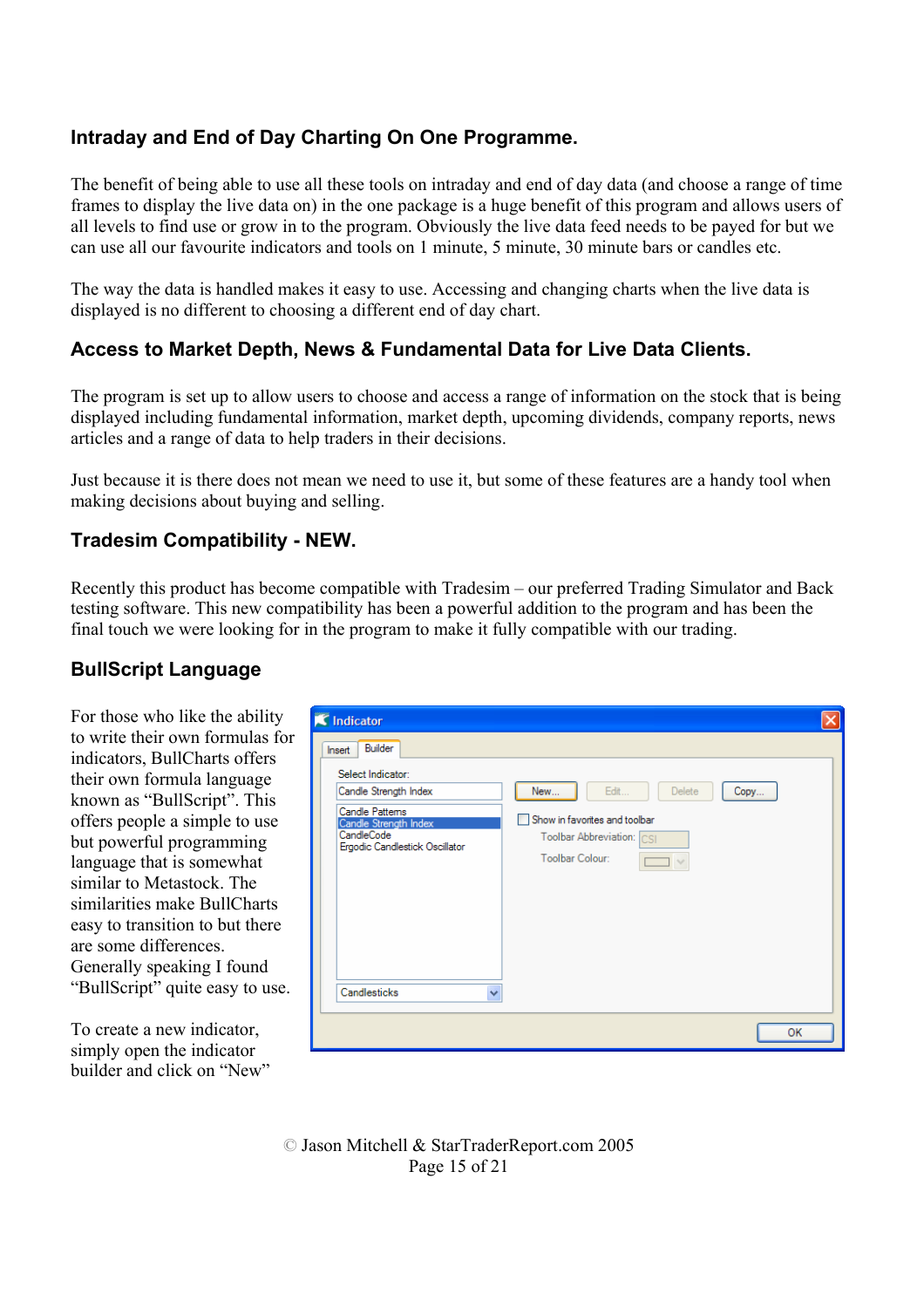## Intraday and End of Day Charting On One Programme.

The benefit of being able to use all these tools on intraday and end of day data (and choose a range of time frames to display the live data on) in the one package is a huge benefit of this program and allows users of all levels to find use or grow in to the program. Obviously the live data feed needs to be payed for but we can use all our favourite indicators and tools on 1 minute, 5 minute, 30 minute bars or candles etc.

The way the data is handled makes it easy to use. Accessing and changing charts when the live data is displayed is no different to choosing a different end of day chart.

## Access to Market Depth, News & Fundamental Data for Live Data Clients.

The program is set up to allow users to choose and access a range of information on the stock that is being displayed including fundamental information, market depth, upcoming dividends, company reports, news articles and a range of data to help traders in their decisions.

Just because it is there does not mean we need to use it, but some of these features are a handy tool when making decisions about buying and selling.

## Tradesim Compatibility - NEW.

Recently this product has become compatible with Tradesim – our preferred Trading Simulator and Back testing software. This new compatibility has been a powerful addition to the program and has been the final touch we were looking for in the program to make it fully compatible with our trading.

## BullScript Language

For those who like the ability to write their own formulas for indicators, BullCharts offers their own formula language known as "BullScript". This offers people a simple to use but powerful programming language that is somewhat similar to Metastock. The similarities make BullCharts easy to transition to but there are some differences. Generally speaking I found "BullScript" quite easy to use.

To create a new indicator, simply open the indicator builder and click on "New"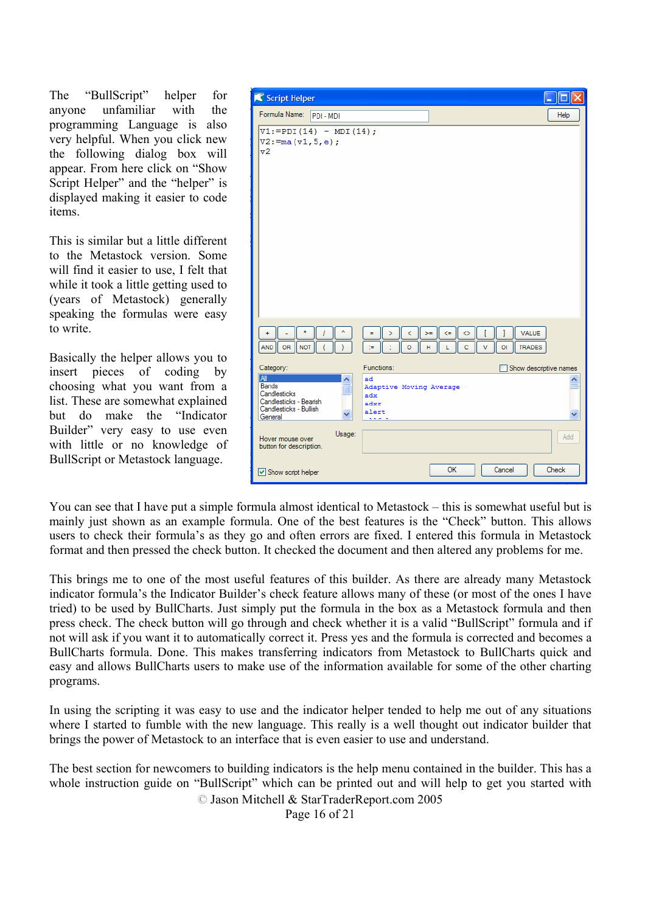The "BullScript" helper for anyone unfamiliar with the programming Language is also very helpful. When you click new the following dialog box will appear. From here click on "Show Script Helper" and the "helper" is displayed making it easier to code items.

This is similar but a little different to the Metastock version. Some will find it easier to use, I felt that while it took a little getting used to (years of Metastock) generally speaking the formulas were easy to write.

Basically the helper allows you to insert pieces of coding by choosing what you want from a list. These are somewhat explained but do make the "Indicator Builder" very easy to use even with little or no knowledge of BullScript or Metastock language.

You can see that I have put a simple formula almost identical to Metastock – this is somewhat useful but is mainly just shown as an example formula. One of the best features is the "Check" button. This allows users to check their formula's as they go and often errors are fixed. I entered this formula in Metastock format and then pressed the check button. It checked the document and then altered any problems for me.

This brings me to one of the most useful features of this builder. As there are already many Metastock indicator formula's the Indicator Builder's check feature allows many of these (or most of the ones I have tried) to be used by BullCharts. Just simply put the formula in the box as a Metastock formula and then press check. The check button will go through and check whether it is a valid "BullScript" formula and if not will ask if you want it to automatically correct it. Press yes and the formula is corrected and becomes a BullCharts formula. Done. This makes transferring indicators from Metastock to BullCharts quick and easy and allows BullCharts users to make use of the information available for some of the other charting programs.

In using the scripting it was easy to use and the indicator helper tended to help me out of any situations where I started to fumble with the new language. This really is a well thought out indicator builder that brings the power of Metastock to an interface that is even easier to use and understand.

The best section for newcomers to building indicators is the help menu contained in the builder. This has a whole instruction guide on "BullScript" which can be printed out and will help to get you started with

© Jason Mitchell & StarTraderReport.com 2005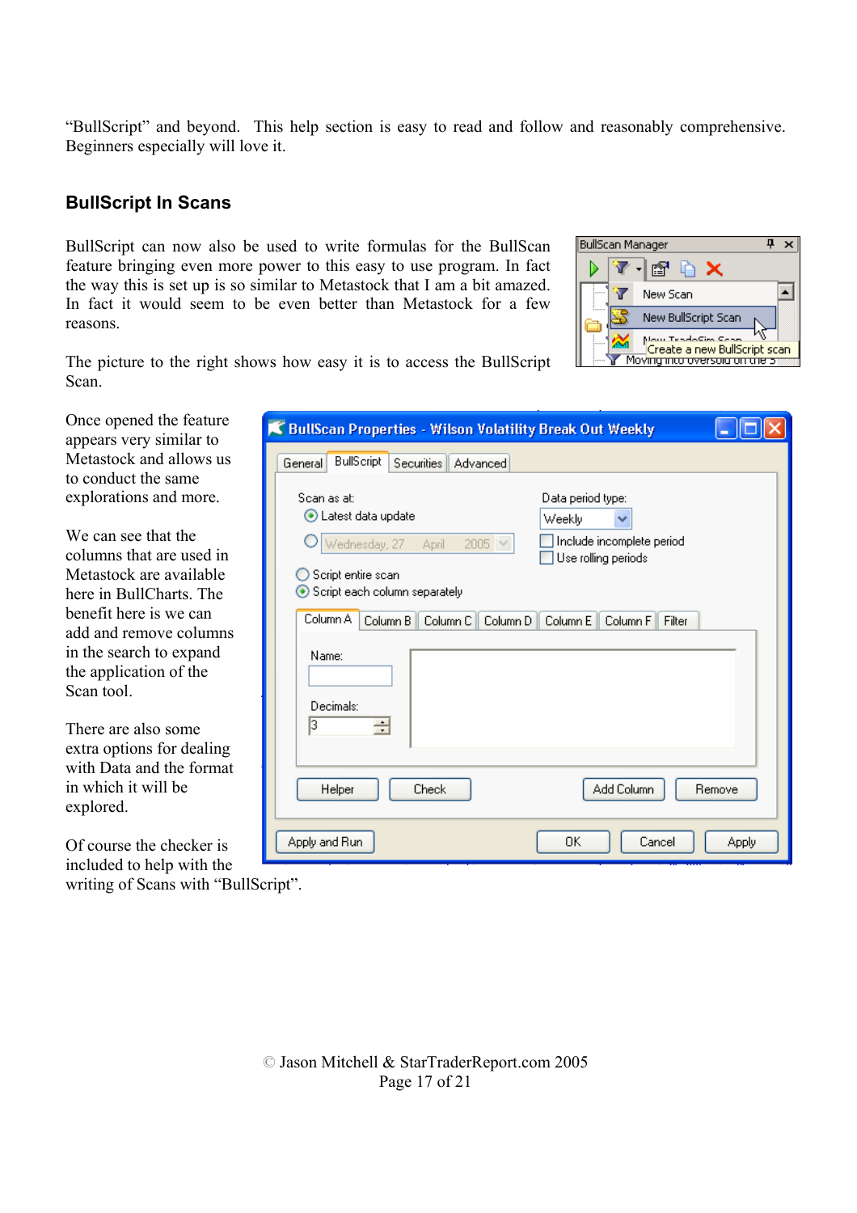"BullScript" and beyond. This help section is easy to read and follow and reasonably comprehensive. Beginners especially will love it.

## BullScript In Scans

BullScript can now also be used to write formulas for the BullScan feature bringing even more power to this easy to use program. In fact the way this is set up is so similar to Metastock that I am a bit amazed. In fact it would seem to be even better than Metastock for a few reasons.

The picture to the right shows how easy it is to access the BullScript Scan.

Once opened the feature appears very similar to Metastock and allows us to conduct the same explorations and more.

We can see that the columns that are used in Metastock are available here in BullCharts. The benefit here is we can add and remove columns in the search to expand the application of the Scan tool.

There are also some extra options for dealing with Data and the format in which it will be explored.

Of course the checker is included to help with the writing of Scans with "BullScript".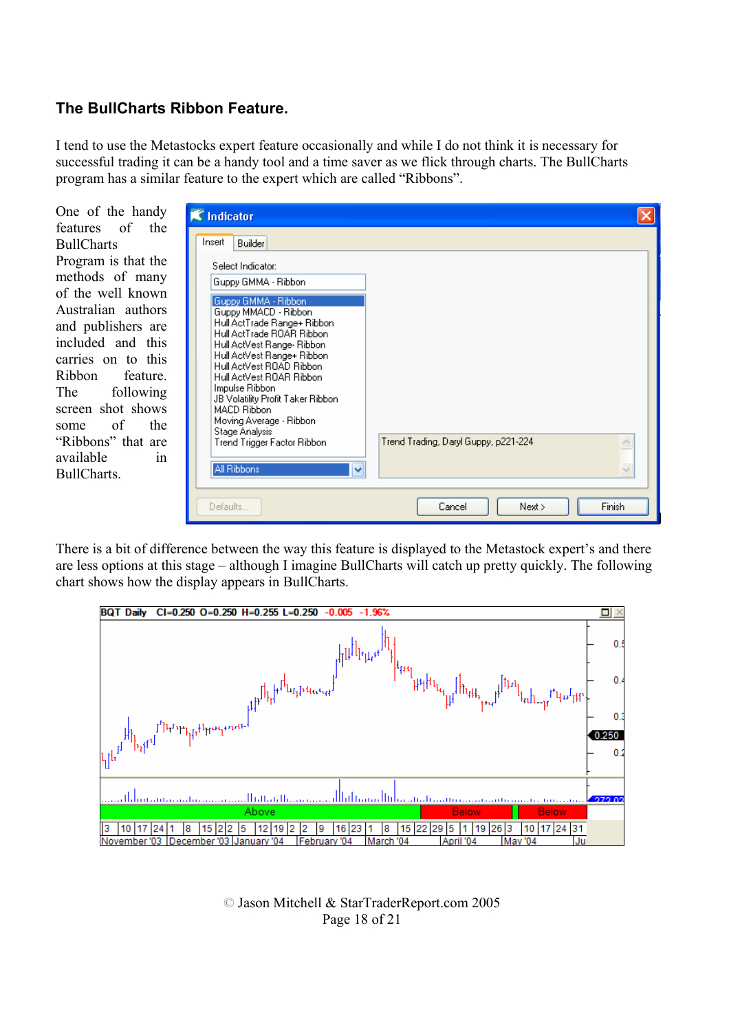## The BullCharts Ribbon Feature.

I tend to use the Metastocks expert feature occasionally and while I do not think it is necessary for successful trading it can be a handy tool and a time saver as we flick through charts. The BullCharts program has a similar feature to the expert which are called "Ribbons".

One of the handy features of the BullCharts Program is that the methods of many of the well known Australian authors and publishers are included and this carries on to this Ribbon feature. The following screen shot shows some of the "Ribbons" that are available in BullCharts.

There is a bit of difference between the way this feature is displayed to the Metastock expert's and there are less options at this stage – although I imagine BullCharts will catch up pretty quickly. The following chart shows how the display appears in BullCharts.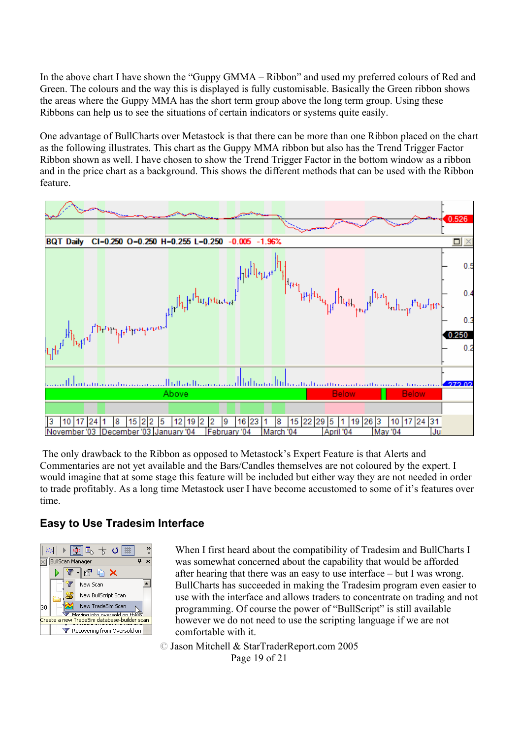In the above chart I have shown the "Guppy GMMA – Ribbon" and used my preferred colours of Red and Green. The colours and the way this is displayed is fully customisable. Basically the Green ribbon shows the areas where the Guppy MMA has the short term group above the long term group. Using these Ribbons can help us to see the situations of certain indicators or systems quite easily.

One advantage of BullCharts over Metastock is that there can be more than one Ribbon placed on the chart as the following illustrates. This chart as the Guppy MMA ribbon but also has the Trend Trigger Factor Ribbon shown as well. I have chosen to show the Trend Trigger Factor in the bottom window as a ribbon and in the price chart as a background. This shows the different methods that can be used with the Ribbon feature.

The only drawback to the Ribbon as opposed to Metastock's Expert Feature is that Alerts and Commentaries are not yet available and the Bars/Candles themselves are not coloured by the expert. I would imagine that at some stage this feature will be included but either way they are not needed in order to trade profitably. As a long time Metastock user I have become accustomed to some of it's features over time.

## Easy to Use Tradesim Interface

When I first heard about the compatibility of Tradesim and BullCharts I was somewhat concerned about the capability that would be afforded after hearing that there was an easy to use interface – but I was wrong. BullCharts has succeeded in making the Tradesim program even easier to use with the interface and allows traders to concentrate on trading and not programming. Of course the power of "BullScript" is still available however we do not need to use the scripting language if we are not comfortable with it.

© Jason Mitchell & StarTraderReport.com 2005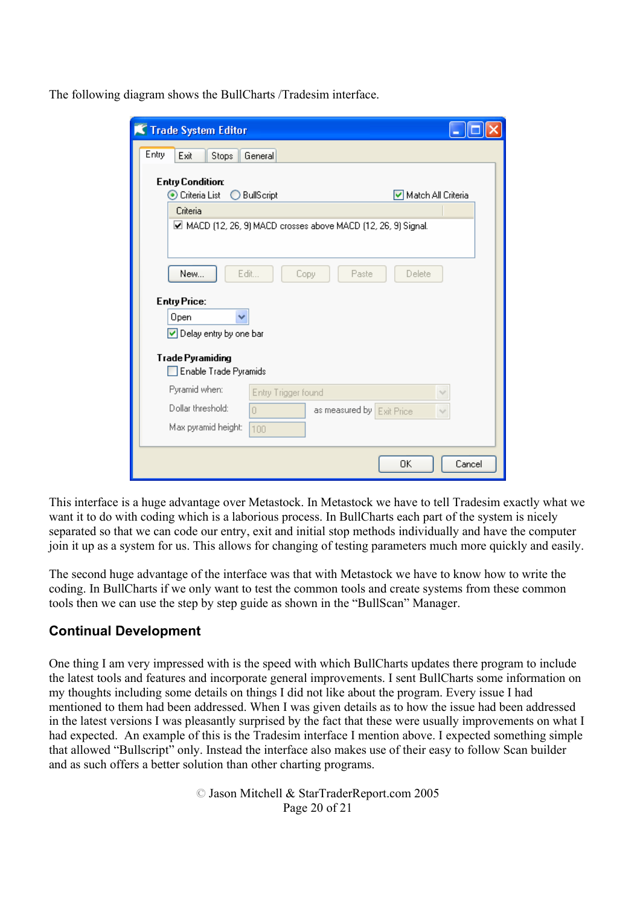The following diagram shows the BullCharts /Tradesim interface.

This interface is a huge advantage over Metastock. In Metastock we have to tell Tradesim exactly what we want it to do with coding which is a laborious process. In BullCharts each part of the system is nicely separated so that we can code our entry, exit and initial stop methods individually and have the computer join it up as a system for us. This allows for changing of testing parameters much more quickly and easily.

The second huge advantage of the interface was that with Metastock we have to know how to write the coding. In BullCharts if we only want to test the common tools and create systems from these common tools then we can use the step by step guide as shown in the "BullScan" Manager.

## Continual Development

One thing I am very impressed with is the speed with which BullCharts updates there program to include the latest tools and features and incorporate general improvements. I sent BullCharts some information on my thoughts including some details on things I did not like about the program. Every issue I had mentioned to them had been addressed. When I was given details as to how the issue had been addressed in the latest versions I was pleasantly surprised by the fact that these were usually improvements on what I had expected. An example of this is the Tradesim interface I mention above. I expected something simple that allowed "Bullscript" only. Instead the interface also makes use of their easy to follow Scan builder and as such offers a better solution than other charting programs.

© Jason Mitchell & StarTraderReport.com 2005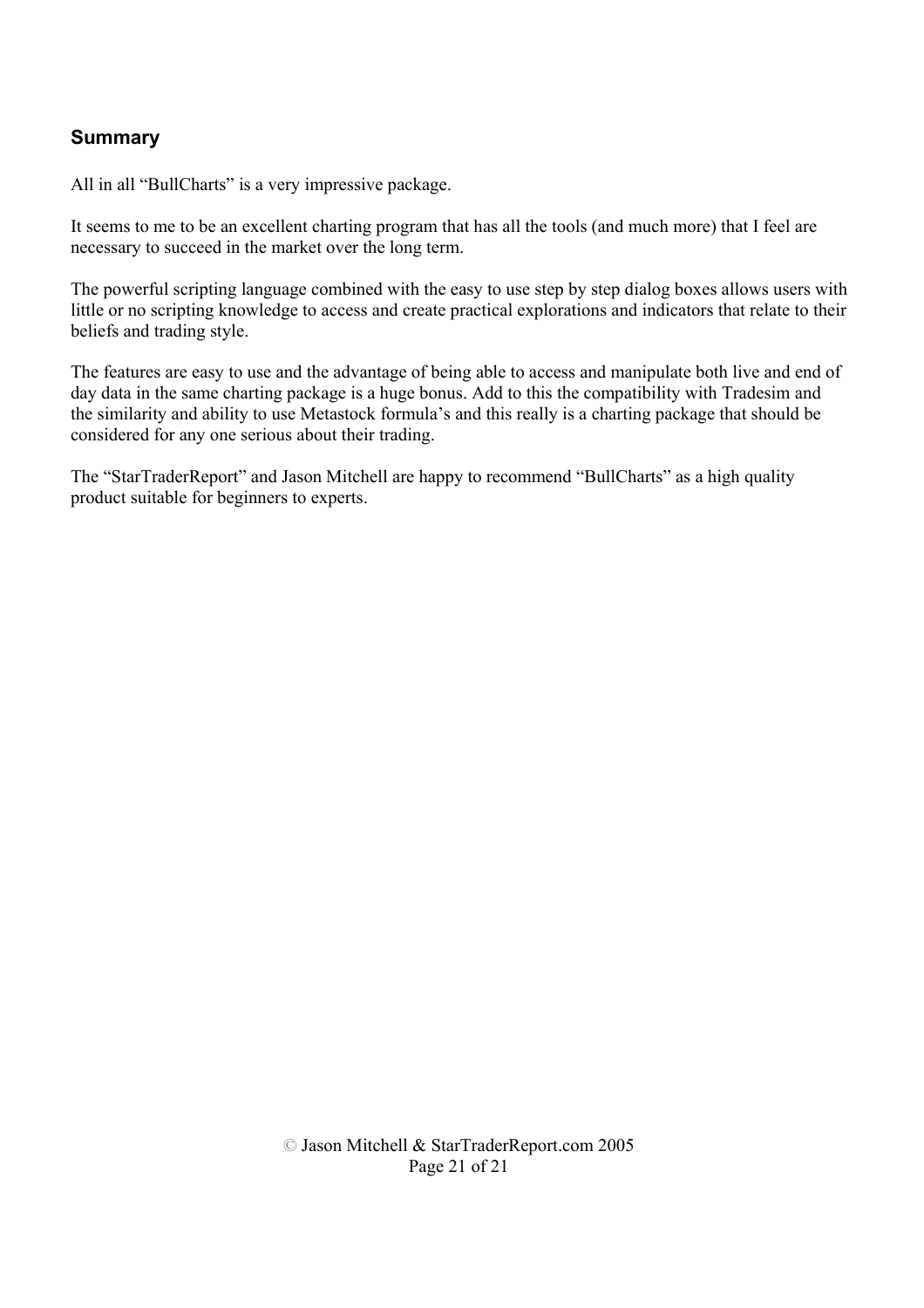## Summary

All in all “BullCharts” is a very impressive package.

It seems to me to be an excellent charting program that has all the tools (and much more) that I feel are necessary to succeed in the market over the long term.

The powerful scripting language combined with the easy to use step by step dialog boxes allows users with little or no scripting knowledge to access and create practical explorations and indicators that relate to their beliefs and trading style.

The features are easy to use and the advantage of being able to access and manipulate both live and end of day data in the same charting package is a huge bonus. Add to this the compatibility with Tradesim and the similarity and ability to use Metastock formula’s and this really is a charting package that should be considered for any one serious about their trading.

The “StarTraderReport” and Jason Mitchell are happy to recommend “BullCharts” as a high quality product suitable for beginners to experts.